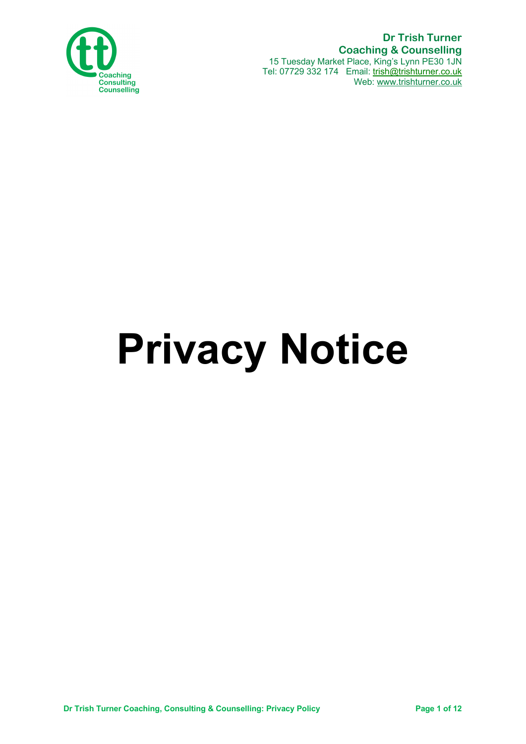**Dr Trish Turner**
**Coaching & Counselling**
15 Tuesday Market Place, King's Lynn PE30 1JN
Tel: 07729 332 174 Email: trish@trishturner.co.uk
Web: www.trishturner.co.uk

# Privacy Notice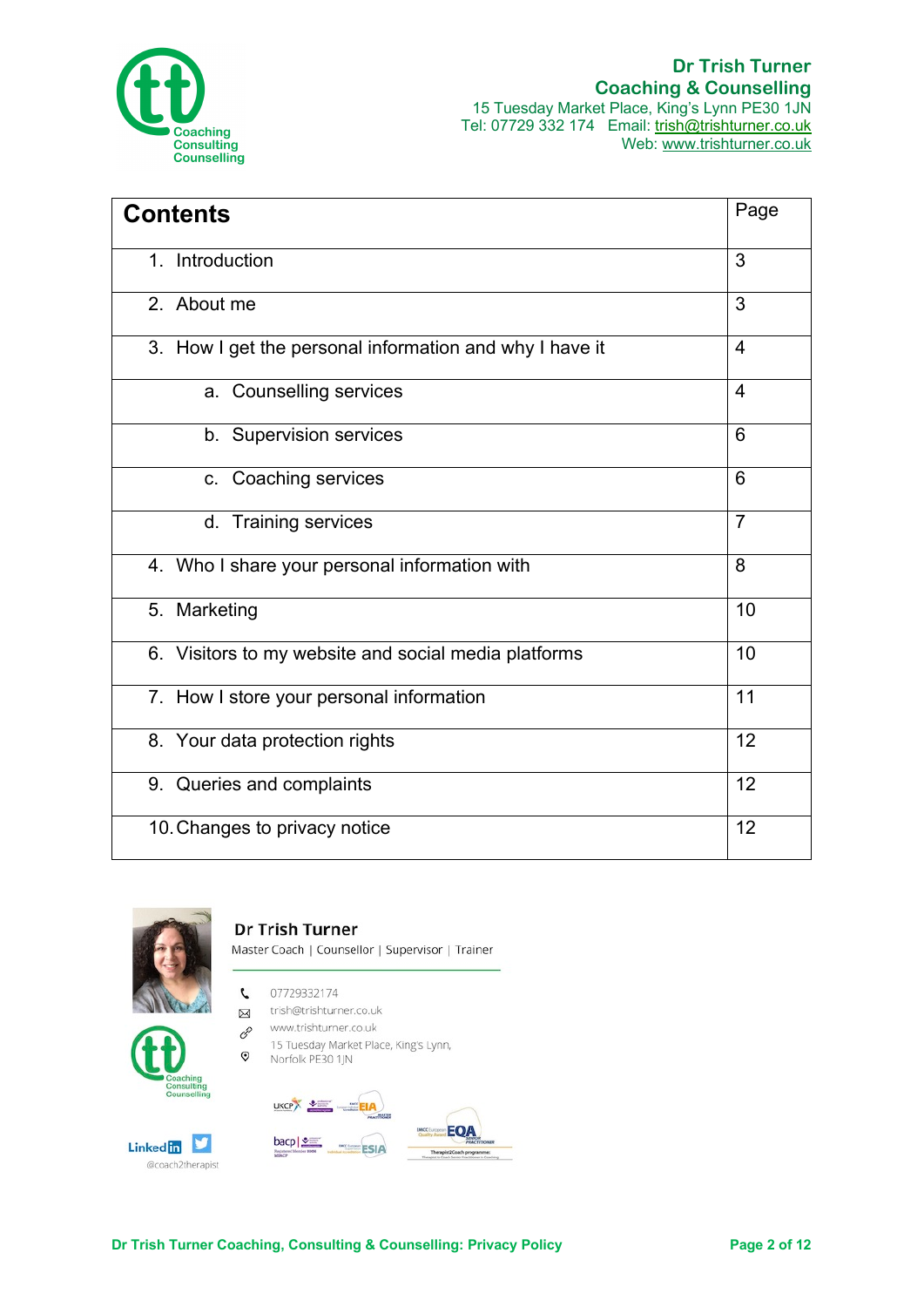| Contents | Page |
| --- | --- |
| 1. Introduction | 3 |
| 2. About me | 3 |
| 3. How I get the personal information and why I have it | 4 |
| a. Counselling services | 4 |
| b. Supervision services | 6 |
| c. Coaching services | 6 |
| d. Training services | 7 |
| 4. Who I share your personal information with | 8 |
| 5. Marketing | 10 |
| 6. Visitors to my website and social media platforms | 10 |
| 7. How I store your personal information | 11 |
| 8. Your data protection rights | 12 |
| 9. Queries and complaints | 12 |
| 10. Changes to privacy notice | 12 |

**Dr Trish Turner**

Master Coach | Counsellor | Supervisor | Trainer

07729332174

trish@trishturner.co.uk

www.trishturner.co.uk

15 Tuesday Market Place, King's Lynn, Norfolk PE30 1JN

@coach2therapist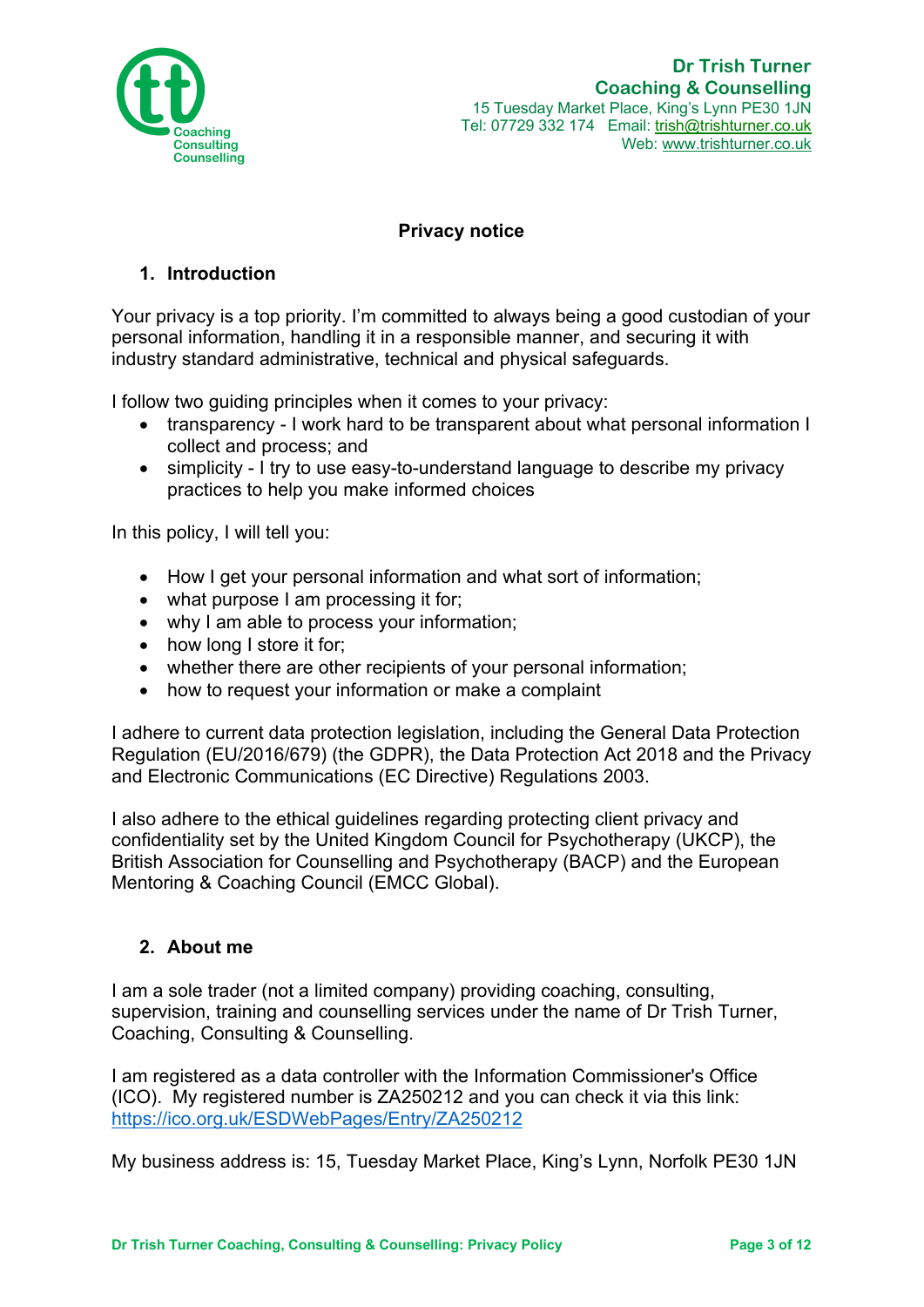# Privacy notice

## 1. Introduction

Your privacy is a top priority. I'm committed to always being a good custodian of your personal information, handling it in a responsible manner, and securing it with industry standard administrative, technical and physical safeguards.

I follow two guiding principles when it comes to your privacy:

- transparency - I work hard to be transparent about what personal information I collect and process; and
- simplicity - I try to use easy-to-understand language to describe my privacy practices to help you make informed choices

In this policy, I will tell you:

- How I get your personal information and what sort of information;
- what purpose I am processing it for;
- why I am able to process your information;
- how long I store it for;
- whether there are other recipients of your personal information;
- how to request your information or make a complaint

I adhere to current data protection legislation, including the General Data Protection Regulation (EU/2016/679) (the GDPR), the Data Protection Act 2018 and the Privacy and Electronic Communications (EC Directive) Regulations 2003.

I also adhere to the ethical guidelines regarding protecting client privacy and confidentiality set by the United Kingdom Council for Psychotherapy (UKCP), the British Association for Counselling and Psychotherapy (BACP) and the European Mentoring & Coaching Council (EMCC Global).

## 2. About me

I am a sole trader (not a limited company) providing coaching, consulting, supervision, training and counselling services under the name of Dr Trish Turner, Coaching, Consulting & Counselling.

I am registered as a data controller with the Information Commissioner's Office (ICO). My registered number is ZA250212 and you can check it via this link: https://ico.org.uk/ESDWebPages/Entry/ZA250212

My business address is: 15, Tuesday Market Place, King's Lynn, Norfolk PE30 1JN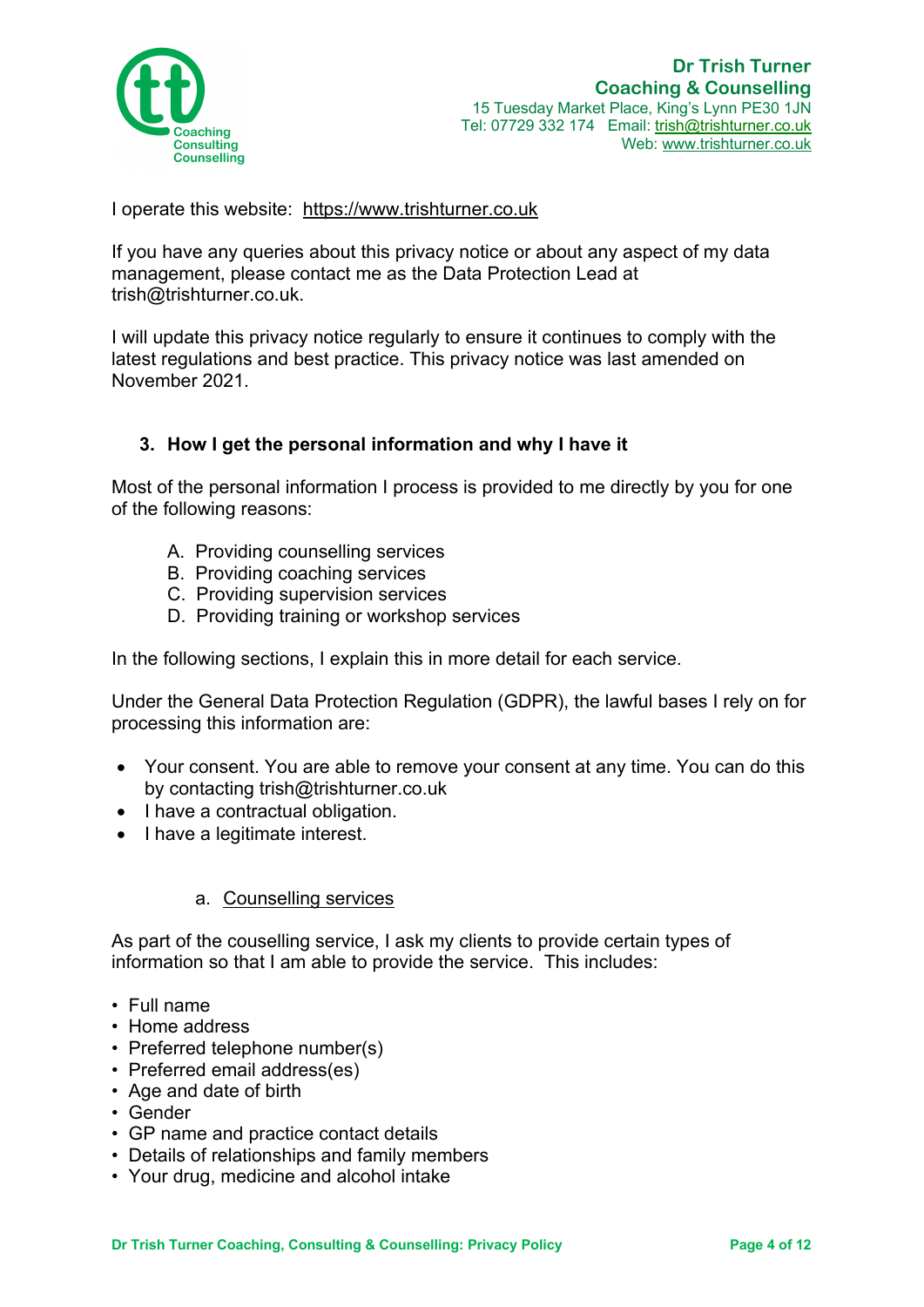I operate this website: https://www.trishturner.co.uk

If you have any queries about this privacy notice or about any aspect of my data management, please contact me as the Data Protection Lead at trish@trishturner.co.uk.

I will update this privacy notice regularly to ensure it continues to comply with the latest regulations and best practice. This privacy notice was last amended on November 2021.

## 3. How I get the personal information and why I have it

Most of the personal information I process is provided to me directly by you for one of the following reasons:

A. Providing counselling services
B. Providing coaching services
C. Providing supervision services
D. Providing training or workshop services

In the following sections, I explain this in more detail for each service.

Under the General Data Protection Regulation (GDPR), the lawful bases I rely on for processing this information are:

- Your consent. You are able to remove your consent at any time. You can do this by contacting trish@trishturner.co.uk
- I have a contractual obligation.
- I have a legitimate interest.

### a. Counselling services

As part of the couselling service, I ask my clients to provide certain types of information so that I am able to provide the service. This includes:

- Full name
- Home address
- Preferred telephone number(s)
- Preferred email address(es)
- Age and date of birth
- Gender
- GP name and practice contact details
- Details of relationships and family members
- Your drug, medicine and alcohol intake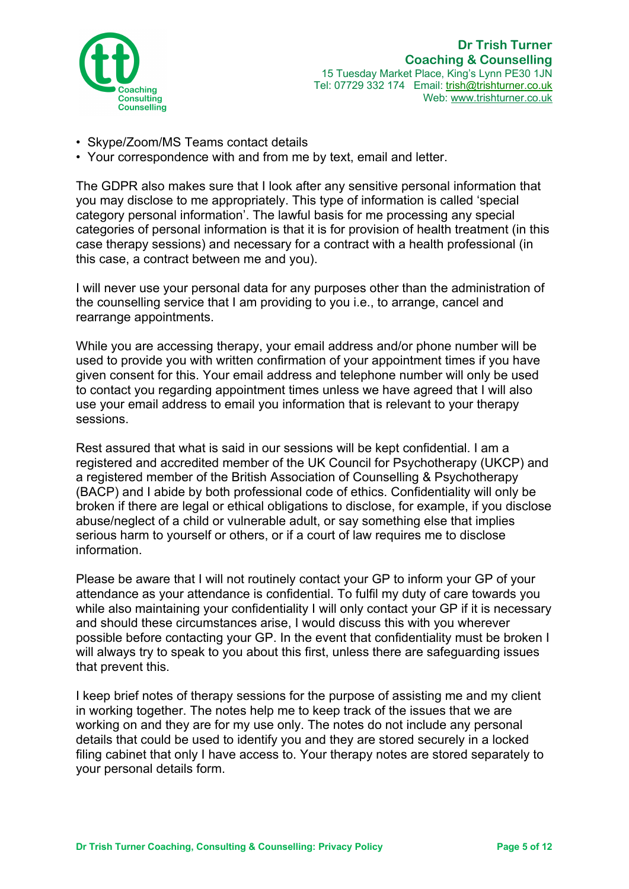- Skype/Zoom/MS Teams contact details
- Your correspondence with and from me by text, email and letter.

The GDPR also makes sure that I look after any sensitive personal information that you may disclose to me appropriately. This type of information is called 'special category personal information'. The lawful basis for me processing any special categories of personal information is that it is for provision of health treatment (in this case therapy sessions) and necessary for a contract with a health professional (in this case, a contract between me and you).

I will never use your personal data for any purposes other than the administration of the counselling service that I am providing to you i.e., to arrange, cancel and rearrange appointments.

While you are accessing therapy, your email address and/or phone number will be used to provide you with written confirmation of your appointment times if you have given consent for this. Your email address and telephone number will only be used to contact you regarding appointment times unless we have agreed that I will also use your email address to email you information that is relevant to your therapy sessions.

Rest assured that what is said in our sessions will be kept confidential. I am a registered and accredited member of the UK Council for Psychotherapy (UKCP) and a registered member of the British Association of Counselling & Psychotherapy (BACP) and I abide by both professional code of ethics. Confidentiality will only be broken if there are legal or ethical obligations to disclose, for example, if you disclose abuse/neglect of a child or vulnerable adult, or say something else that implies serious harm to yourself or others, or if a court of law requires me to disclose information.

Please be aware that I will not routinely contact your GP to inform your GP of your attendance as your attendance is confidential. To fulfil my duty of care towards you while also maintaining your confidentiality I will only contact your GP if it is necessary and should these circumstances arise, I would discuss this with you wherever possible before contacting your GP. In the event that confidentiality must be broken I will always try to speak to you about this first, unless there are safeguarding issues that prevent this.

I keep brief notes of therapy sessions for the purpose of assisting me and my client in working together. The notes help me to keep track of the issues that we are working on and they are for my use only. The notes do not include any personal details that could be used to identify you and they are stored securely in a locked filing cabinet that only I have access to. Your therapy notes are stored separately to your personal details form.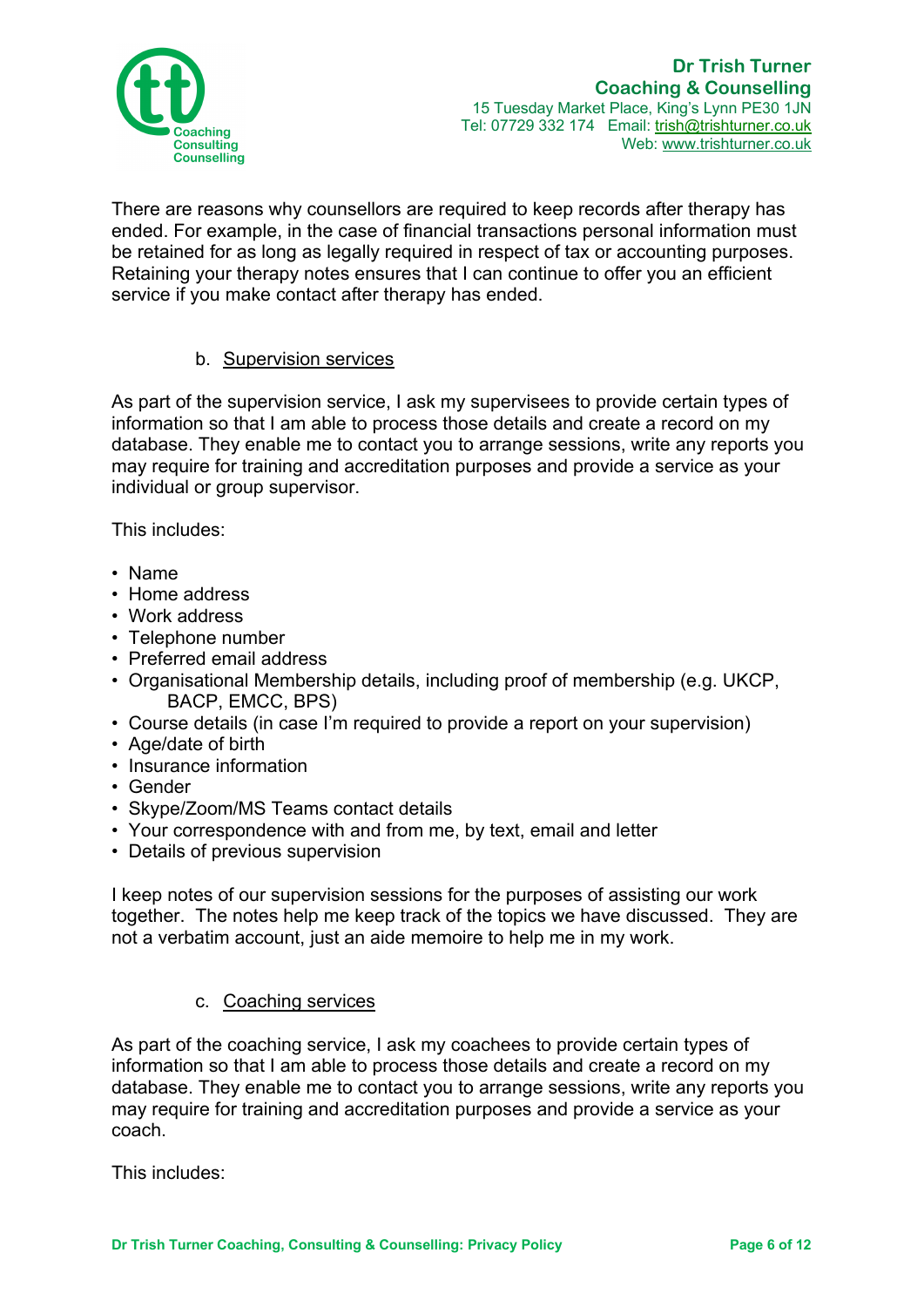There are reasons why counsellors are required to keep records after therapy has ended. For example, in the case of financial transactions personal information must be retained for as long as legally required in respect of tax or accounting purposes. Retaining your therapy notes ensures that I can continue to offer you an efficient service if you make contact after therapy has ended.

### b. Supervision services

As part of the supervision service, I ask my supervisees to provide certain types of information so that I am able to process those details and create a record on my database. They enable me to contact you to arrange sessions, write any reports you may require for training and accreditation purposes and provide a service as your individual or group supervisor.

This includes:

- Name
- Home address
- Work address
- Telephone number
- Preferred email address
- Organisational Membership details, including proof of membership (e.g. UKCP, BACP, EMCC, BPS)
- Course details (in case I'm required to provide a report on your supervision)
- Age/date of birth
- Insurance information
- Gender
- Skype/Zoom/MS Teams contact details
- Your correspondence with and from me, by text, email and letter
- Details of previous supervision

I keep notes of our supervision sessions for the purposes of assisting our work together. The notes help me keep track of the topics we have discussed. They are not a verbatim account, just an aide memoire to help me in my work.

### c. Coaching services

As part of the coaching service, I ask my coachees to provide certain types of information so that I am able to process those details and create a record on my database. They enable me to contact you to arrange sessions, write any reports you may require for training and accreditation purposes and provide a service as your coach.

This includes: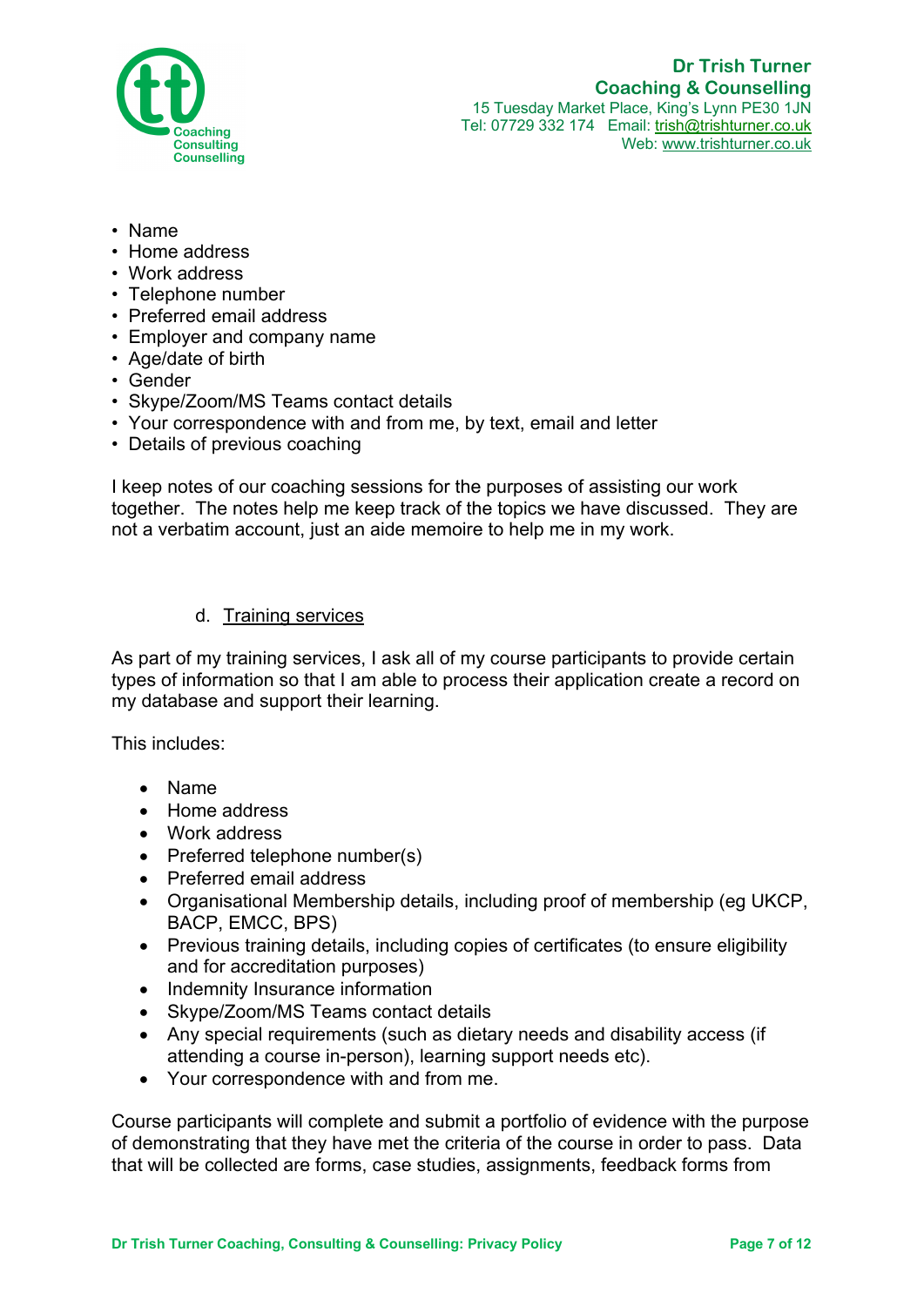- Name
- Home address
- Work address
- Telephone number
- Preferred email address
- Employer and company name
- Age/date of birth
- Gender
- Skype/Zoom/MS Teams contact details
- Your correspondence with and from me, by text, email and letter
- Details of previous coaching

I keep notes of our coaching sessions for the purposes of assisting our work together. The notes help me keep track of the topics we have discussed. They are not a verbatim account, just an aide memoire to help me in my work.

d. Training services

As part of my training services, I ask all of my course participants to provide certain types of information so that I am able to process their application create a record on my database and support their learning.

This includes:

- Name
- Home address
- Work address
- Preferred telephone number(s)
- Preferred email address
- Organisational Membership details, including proof of membership (eg UKCP, BACP, EMCC, BPS)
- Previous training details, including copies of certificates (to ensure eligibility and for accreditation purposes)
- Indemnity Insurance information
- Skype/Zoom/MS Teams contact details
- Any special requirements (such as dietary needs and disability access (if attending a course in-person), learning support needs etc).
- Your correspondence with and from me.

Course participants will complete and submit a portfolio of evidence with the purpose of demonstrating that they have met the criteria of the course in order to pass. Data that will be collected are forms, case studies, assignments, feedback forms from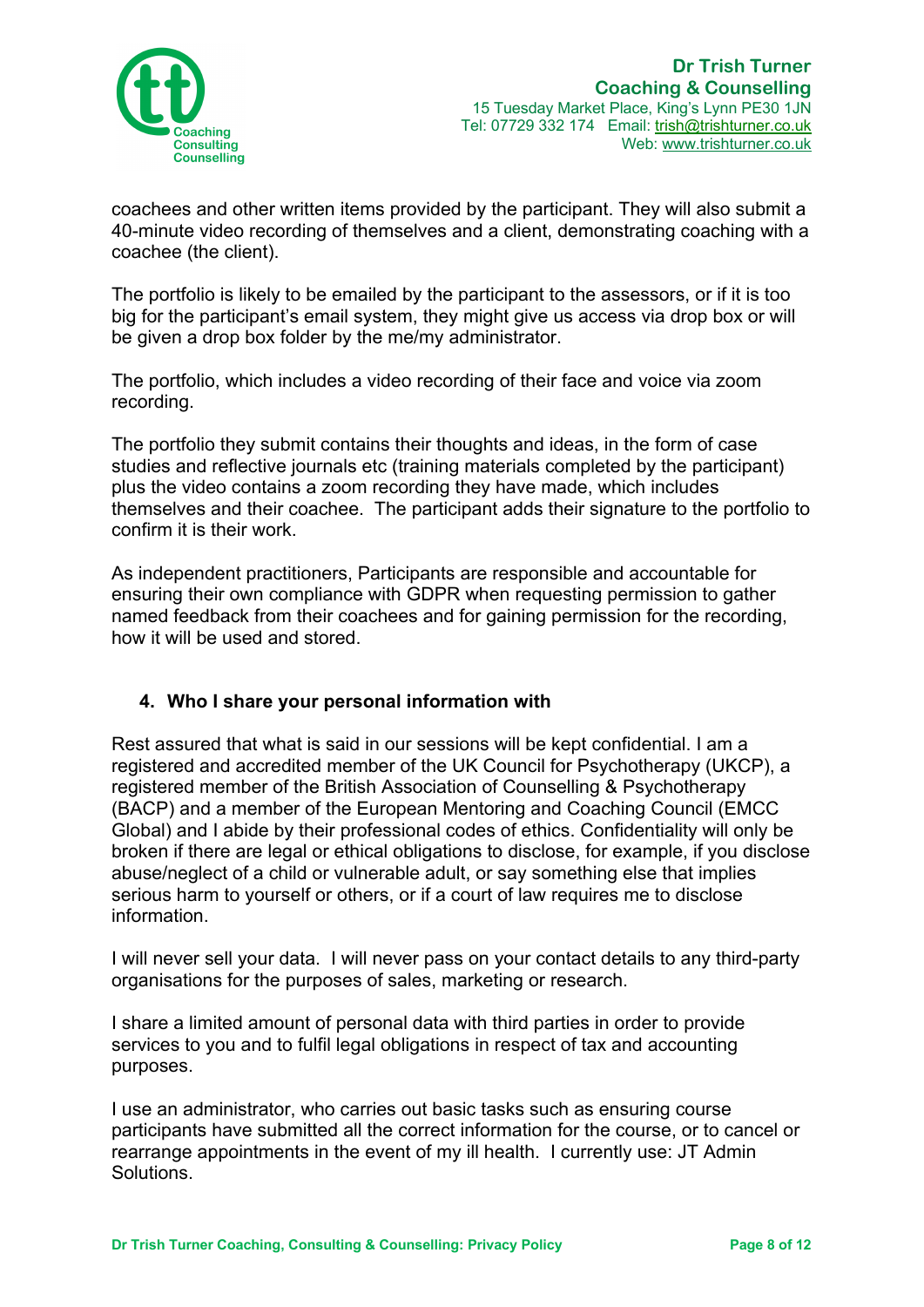coachees and other written items provided by the participant. They will also submit a 40-minute video recording of themselves and a client, demonstrating coaching with a coachee (the client).

The portfolio is likely to be emailed by the participant to the assessors, or if it is too big for the participant's email system, they might give us access via drop box or will be given a drop box folder by the me/my administrator.

The portfolio, which includes a video recording of their face and voice via zoom recording.

The portfolio they submit contains their thoughts and ideas, in the form of case studies and reflective journals etc (training materials completed by the participant) plus the video contains a zoom recording they have made, which includes themselves and their coachee. The participant adds their signature to the portfolio to confirm it is their work.

As independent practitioners, Participants are responsible and accountable for ensuring their own compliance with GDPR when requesting permission to gather named feedback from their coachees and for gaining permission for the recording, how it will be used and stored.

## 4. Who I share your personal information with

Rest assured that what is said in our sessions will be kept confidential. I am a registered and accredited member of the UK Council for Psychotherapy (UKCP), a registered member of the British Association of Counselling & Psychotherapy (BACP) and a member of the European Mentoring and Coaching Council (EMCC Global) and I abide by their professional codes of ethics. Confidentiality will only be broken if there are legal or ethical obligations to disclose, for example, if you disclose abuse/neglect of a child or vulnerable adult, or say something else that implies serious harm to yourself or others, or if a court of law requires me to disclose information.

I will never sell your data. I will never pass on your contact details to any third-party organisations for the purposes of sales, marketing or research.

I share a limited amount of personal data with third parties in order to provide services to you and to fulfil legal obligations in respect of tax and accounting purposes.

I use an administrator, who carries out basic tasks such as ensuring course participants have submitted all the correct information for the course, or to cancel or rearrange appointments in the event of my ill health. I currently use: JT Admin Solutions.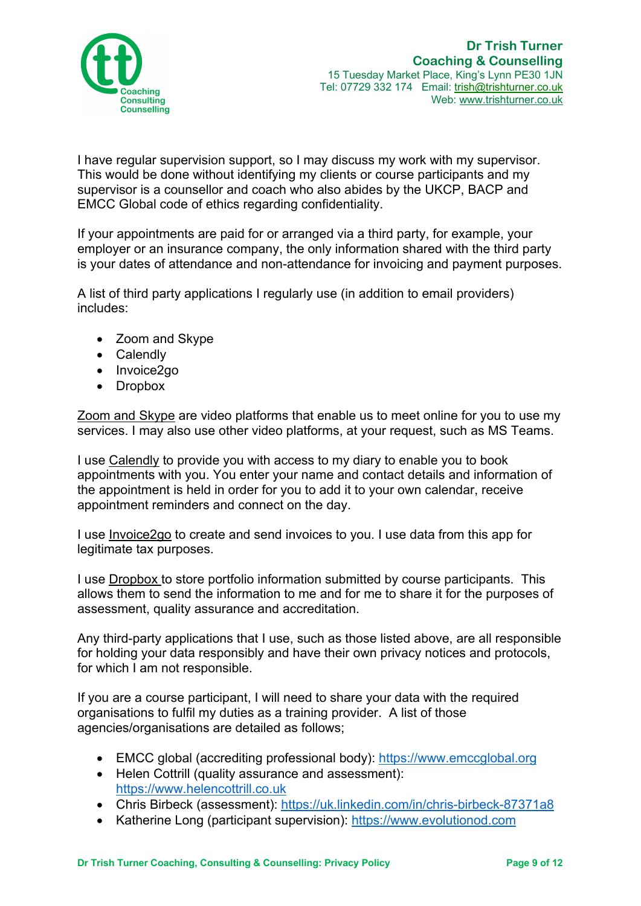I have regular supervision support, so I may discuss my work with my supervisor. This would be done without identifying my clients or course participants and my supervisor is a counsellor and coach who also abides by the UKCP, BACP and EMCC Global code of ethics regarding confidentiality.

If your appointments are paid for or arranged via a third party, for example, your employer or an insurance company, the only information shared with the third party is your dates of attendance and non-attendance for invoicing and payment purposes.

A list of third party applications I regularly use (in addition to email providers) includes:

- Zoom and Skype
- Calendly
- Invoice2go
- Dropbox

Zoom and Skype are video platforms that enable us to meet online for you to use my services. I may also use other video platforms, at your request, such as MS Teams.

I use Calendly to provide you with access to my diary to enable you to book appointments with you. You enter your name and contact details and information of the appointment is held in order for you to add it to your own calendar, receive appointment reminders and connect on the day.

I use Invoice2go to create and send invoices to you. I use data from this app for legitimate tax purposes.

I use Dropbox to store portfolio information submitted by course participants. This allows them to send the information to me and for me to share it for the purposes of assessment, quality assurance and accreditation.

Any third-party applications that I use, such as those listed above, are all responsible for holding your data responsibly and have their own privacy notices and protocols, for which I am not responsible.

If you are a course participant, I will need to share your data with the required organisations to fulfil my duties as a training provider. A list of those agencies/organisations are detailed as follows;

- EMCC global (accrediting professional body): https://www.emccglobal.org
- Helen Cottrill (quality assurance and assessment): https://www.helencottrill.co.uk
- Chris Birbeck (assessment): https://uk.linkedin.com/in/chris-birbeck-87371a8
- Katherine Long (participant supervision): https://www.evolutionod.com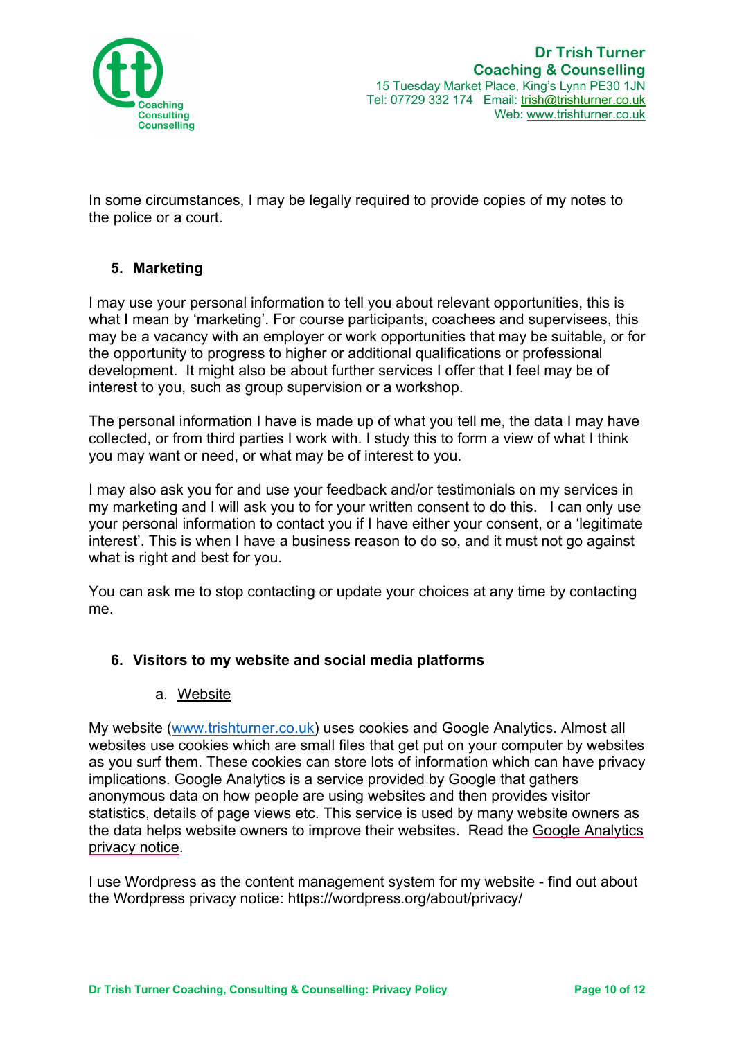In some circumstances, I may be legally required to provide copies of my notes to the police or a court.

## 5. Marketing

I may use your personal information to tell you about relevant opportunities, this is what I mean by 'marketing'. For course participants, coachees and supervisees, this may be a vacancy with an employer or work opportunities that may be suitable, or for the opportunity to progress to higher or additional qualifications or professional development. It might also be about further services I offer that I feel may be of interest to you, such as group supervision or a workshop.

The personal information I have is made up of what you tell me, the data I may have collected, or from third parties I work with. I study this to form a view of what I think you may want or need, or what may be of interest to you.

I may also ask you for and use your feedback and/or testimonials on my services in my marketing and I will ask you to for your written consent to do this. I can only use your personal information to contact you if I have either your consent, or a 'legitimate interest'. This is when I have a business reason to do so, and it must not go against what is right and best for you.

You can ask me to stop contacting or update your choices at any time by contacting me.

## 6. Visitors to my website and social media platforms

### a. Website

My website (www.trishturner.co.uk) uses cookies and Google Analytics. Almost all websites use cookies which are small files that get put on your computer by websites as you surf them. These cookies can store lots of information which can have privacy implications. Google Analytics is a service provided by Google that gathers anonymous data on how people are using websites and then provides visitor statistics, details of page views etc. This service is used by many website owners as the data helps website owners to improve their websites. Read the Google Analytics privacy notice.

I use Wordpress as the content management system for my website - find out about the Wordpress privacy notice: https://wordpress.org/about/privacy/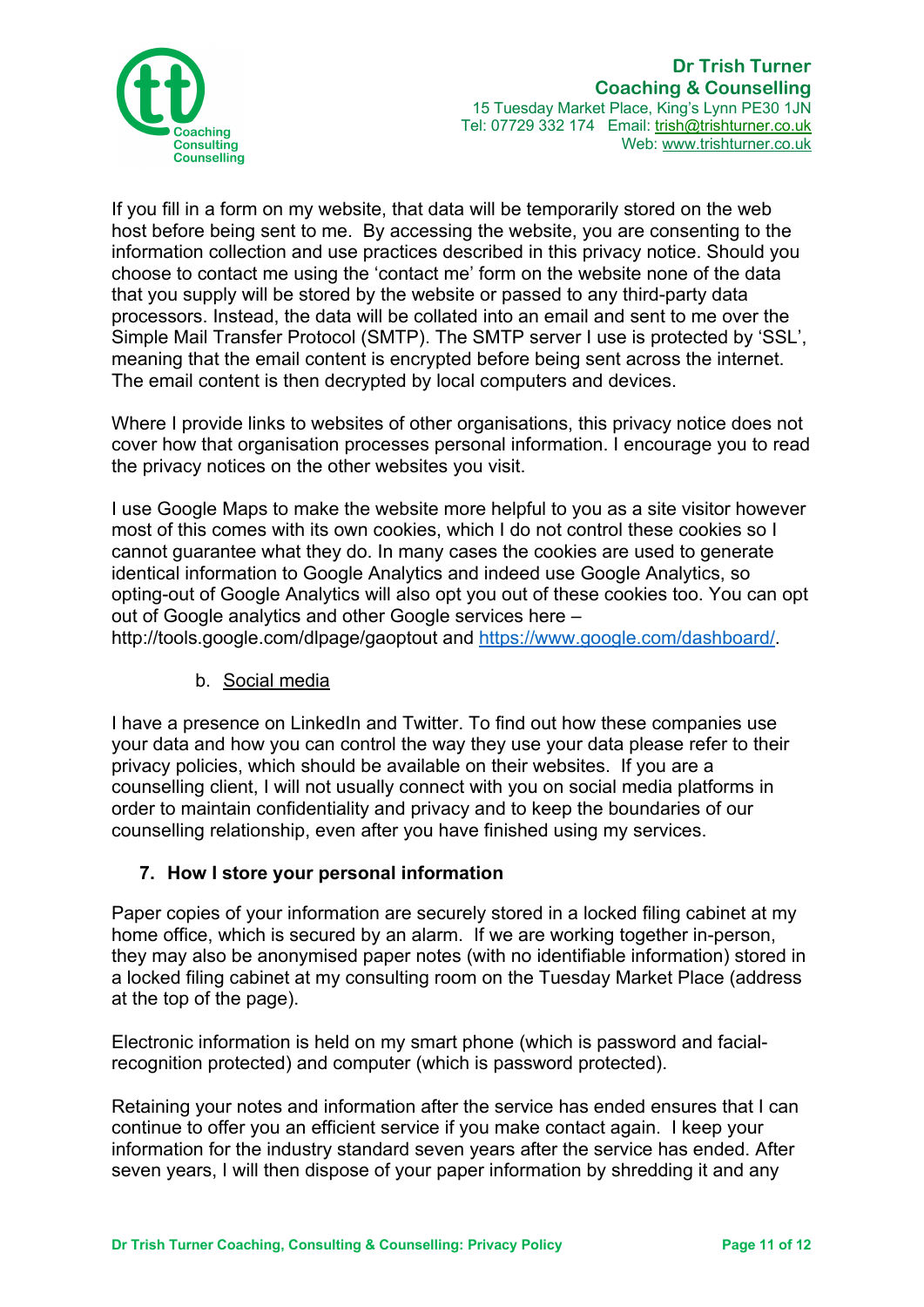If you fill in a form on my website, that data will be temporarily stored on the web host before being sent to me. By accessing the website, you are consenting to the information collection and use practices described in this privacy notice. Should you choose to contact me using the 'contact me' form on the website none of the data that you supply will be stored by the website or passed to any third-party data processors. Instead, the data will be collated into an email and sent to me over the Simple Mail Transfer Protocol (SMTP). The SMTP server I use is protected by 'SSL', meaning that the email content is encrypted before being sent across the internet. The email content is then decrypted by local computers and devices.

Where I provide links to websites of other organisations, this privacy notice does not cover how that organisation processes personal information. I encourage you to read the privacy notices on the other websites you visit.

I use Google Maps to make the website more helpful to you as a site visitor however most of this comes with its own cookies, which I do not control these cookies so I cannot guarantee what they do. In many cases the cookies are used to generate identical information to Google Analytics and indeed use Google Analytics, so opting-out of Google Analytics will also opt you out of these cookies too. You can opt out of Google analytics and other Google services here – http://tools.google.com/dlpage/gaoptout and https://www.google.com/dashboard/.

b. Social media

I have a presence on LinkedIn and Twitter. To find out how these companies use your data and how you can control the way they use your data please refer to their privacy policies, which should be available on their websites. If you are a counselling client, I will not usually connect with you on social media platforms in order to maintain confidentiality and privacy and to keep the boundaries of our counselling relationship, even after you have finished using my services.

## 7. How I store your personal information

Paper copies of your information are securely stored in a locked filing cabinet at my home office, which is secured by an alarm. If we are working together in-person, they may also be anonymised paper notes (with no identifiable information) stored in a locked filing cabinet at my consulting room on the Tuesday Market Place (address at the top of the page).

Electronic information is held on my smart phone (which is password and facial-recognition protected) and computer (which is password protected).

Retaining your notes and information after the service has ended ensures that I can continue to offer you an efficient service if you make contact again. I keep your information for the industry standard seven years after the service has ended. After seven years, I will then dispose of your paper information by shredding it and any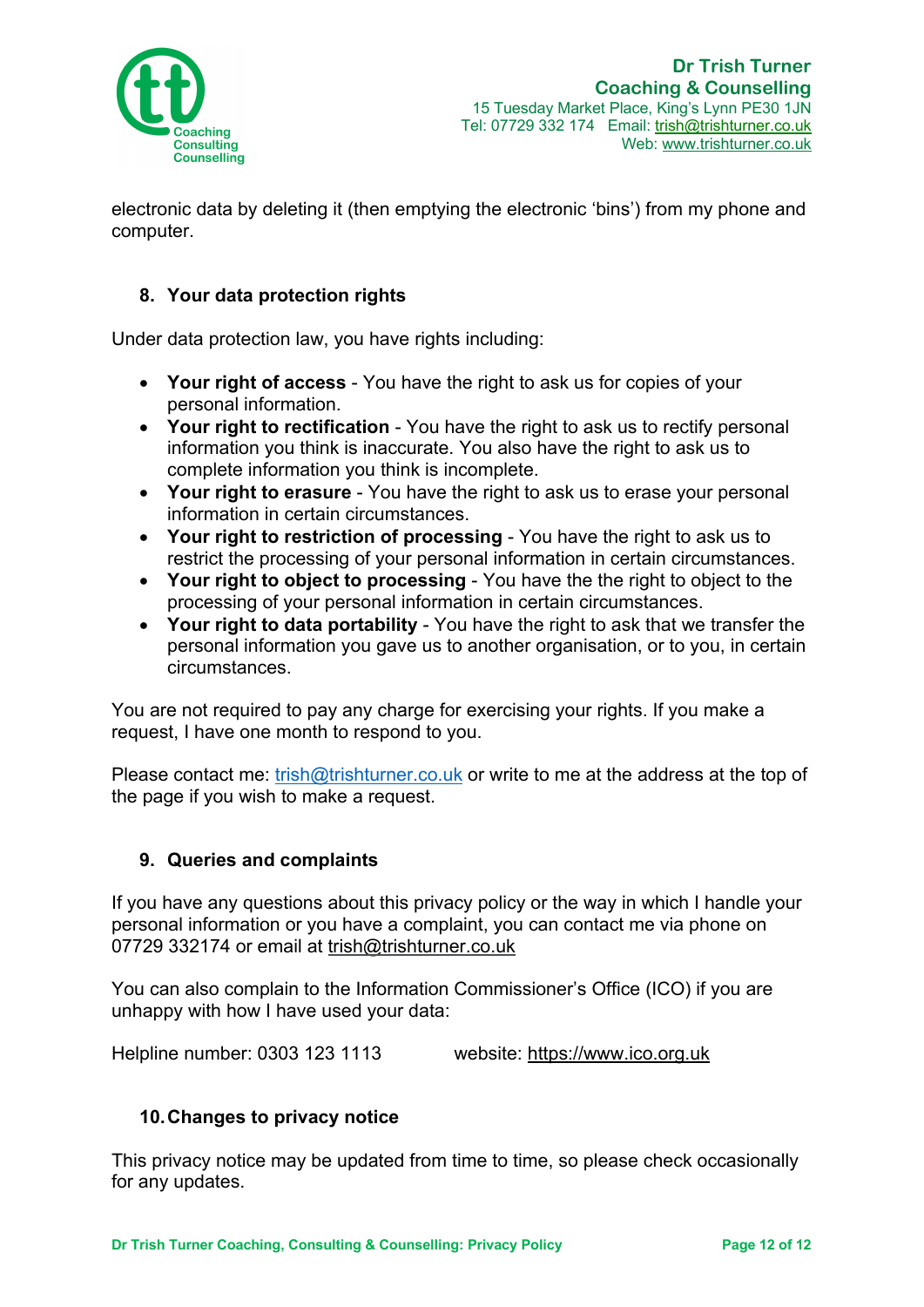electronic data by deleting it (then emptying the electronic 'bins') from my phone and computer.

## 8. Your data protection rights

Under data protection law, you have rights including:

- **Your right of access** - You have the right to ask us for copies of your personal information.
- **Your right to rectification** - You have the right to ask us to rectify personal information you think is inaccurate. You also have the right to ask us to complete information you think is incomplete.
- **Your right to erasure** - You have the right to ask us to erase your personal information in certain circumstances.
- **Your right to restriction of processing** - You have the right to ask us to restrict the processing of your personal information in certain circumstances.
- **Your right to object to processing** - You have the the right to object to the processing of your personal information in certain circumstances.
- **Your right to data portability** - You have the right to ask that we transfer the personal information you gave us to another organisation, or to you, in certain circumstances.

You are not required to pay any charge for exercising your rights. If you make a request, I have one month to respond to you.

Please contact me: trish@trishturner.co.uk or write to me at the address at the top of the page if you wish to make a request.

## 9. Queries and complaints

If you have any questions about this privacy policy or the way in which I handle your personal information or you have a complaint, you can contact me via phone on 07729 332174 or email at trish@trishturner.co.uk

You can also complain to the Information Commissioner's Office (ICO) if you are unhappy with how I have used your data:

Helpline number: 0303 123 1113 website: https://www.ico.org.uk

## 10. Changes to privacy notice

This privacy notice may be updated from time to time, so please check occasionally for any updates.